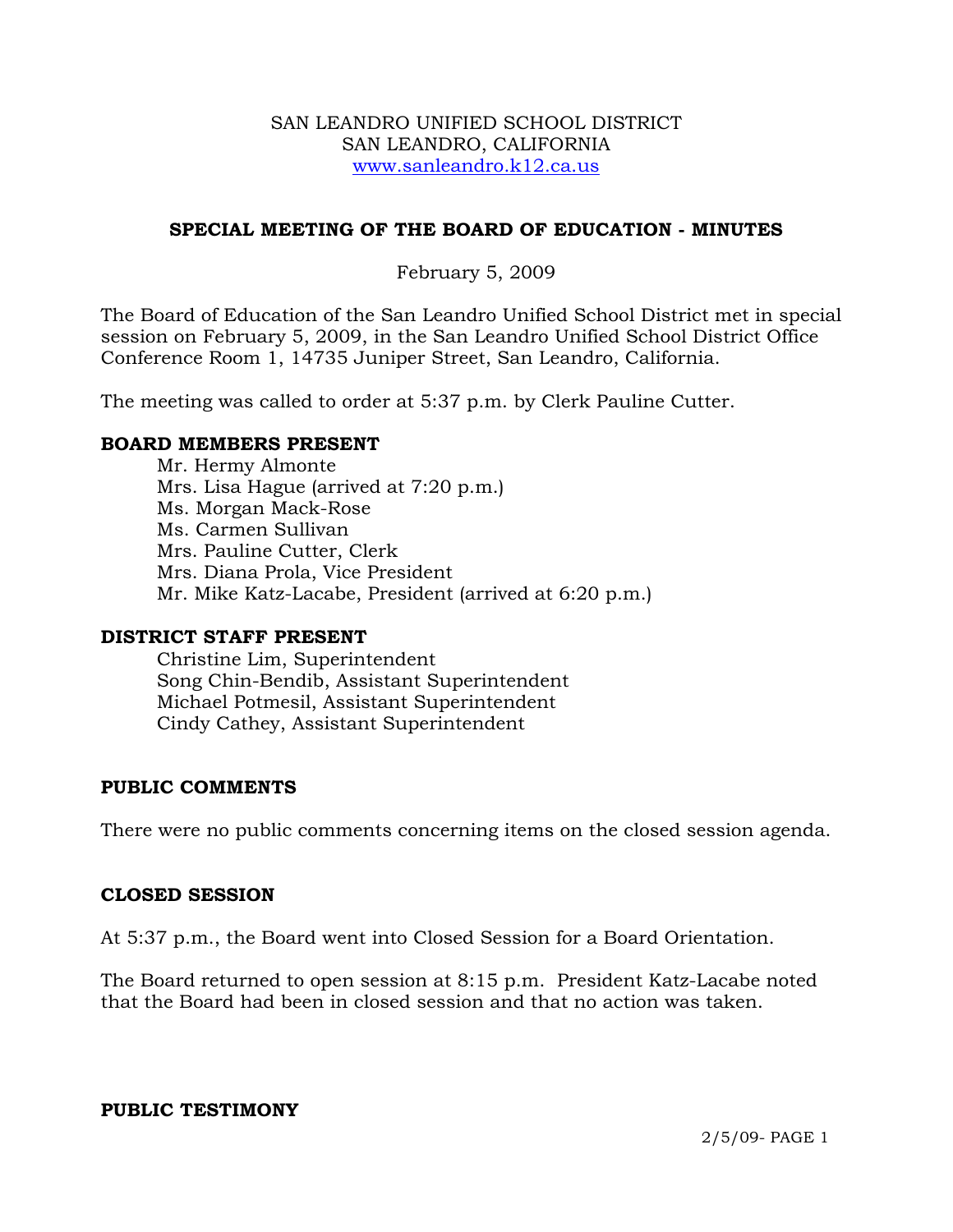SAN LEANDRO UNIFIED SCHOOL DISTRICT
SAN LEANDRO, CALIFORNIA
www.sanleandro.k12.ca.us

# SPECIAL MEETING OF THE BOARD OF EDUCATION - MINUTES

February 5, 2009

The Board of Education of the San Leandro Unified School District met in special session on February 5, 2009, in the San Leandro Unified School District Office Conference Room 1, 14735 Juniper Street, San Leandro, California.

The meeting was called to order at 5:37 p.m. by Clerk Pauline Cutter.

## BOARD MEMBERS PRESENT

Mr. Hermy Almonte
Mrs. Lisa Hague (arrived at 7:20 p.m.)
Ms. Morgan Mack-Rose
Ms. Carmen Sullivan
Mrs. Pauline Cutter, Clerk
Mrs. Diana Prola, Vice President
Mr. Mike Katz-Lacabe, President (arrived at 6:20 p.m.)

## DISTRICT STAFF PRESENT

Christine Lim, Superintendent
Song Chin-Bendib, Assistant Superintendent
Michael Potmesil, Assistant Superintendent
Cindy Cathey, Assistant Superintendent

## PUBLIC COMMENTS

There were no public comments concerning items on the closed session agenda.

## CLOSED SESSION

At 5:37 p.m., the Board went into Closed Session for a Board Orientation.

The Board returned to open session at 8:15 p.m. President Katz-Lacabe noted that the Board had been in closed session and that no action was taken.

## PUBLIC TESTIMONY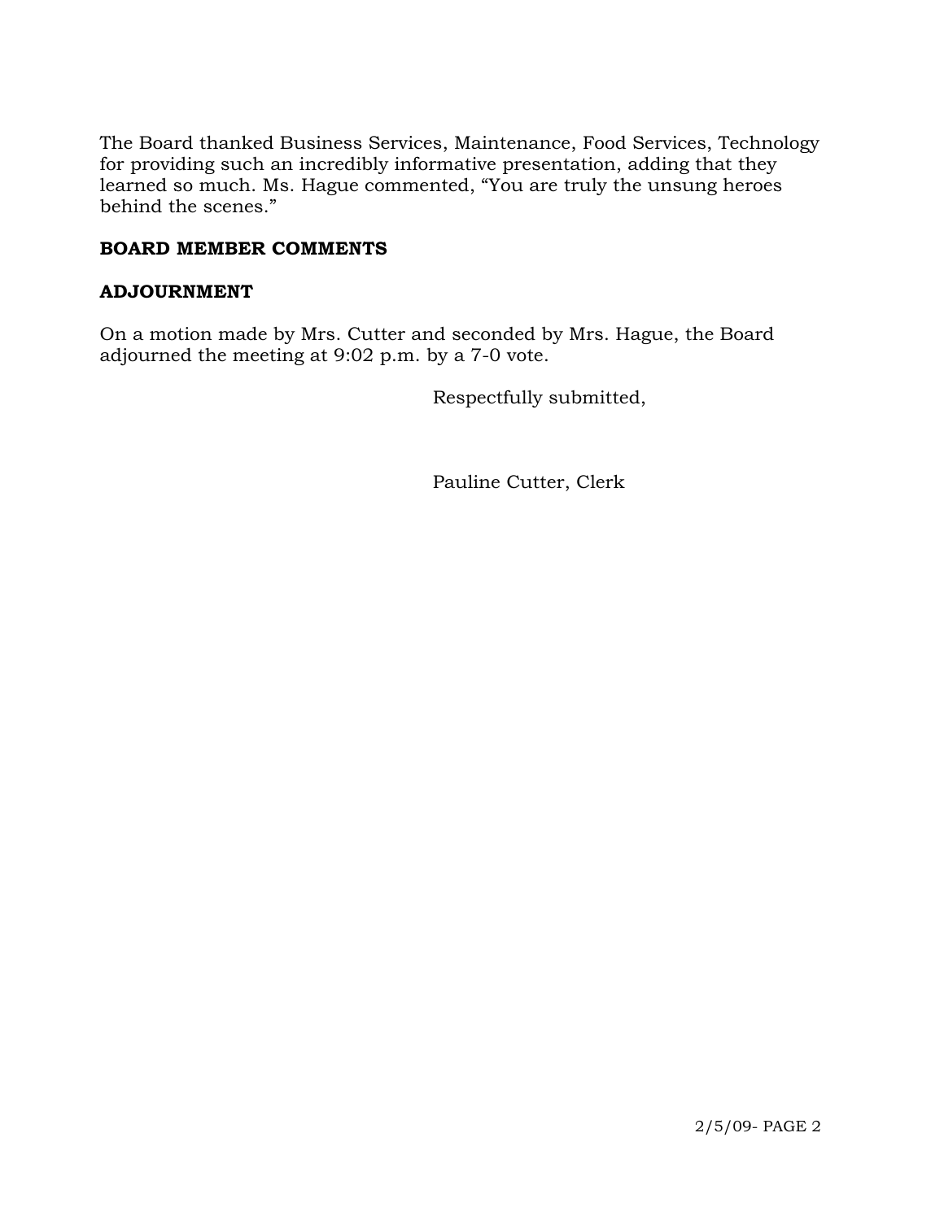The Board thanked Business Services, Maintenance, Food Services, Technology for providing such an incredibly informative presentation, adding that they learned so much. Ms. Hague commented, "You are truly the unsung heroes behind the scenes."

## BOARD MEMBER COMMENTS

## ADJOURNMENT

On a motion made by Mrs. Cutter and seconded by Mrs. Hague, the Board adjourned the meeting at 9:02 p.m. by a 7-0 vote.

Respectfully submitted,

Pauline Cutter, Clerk